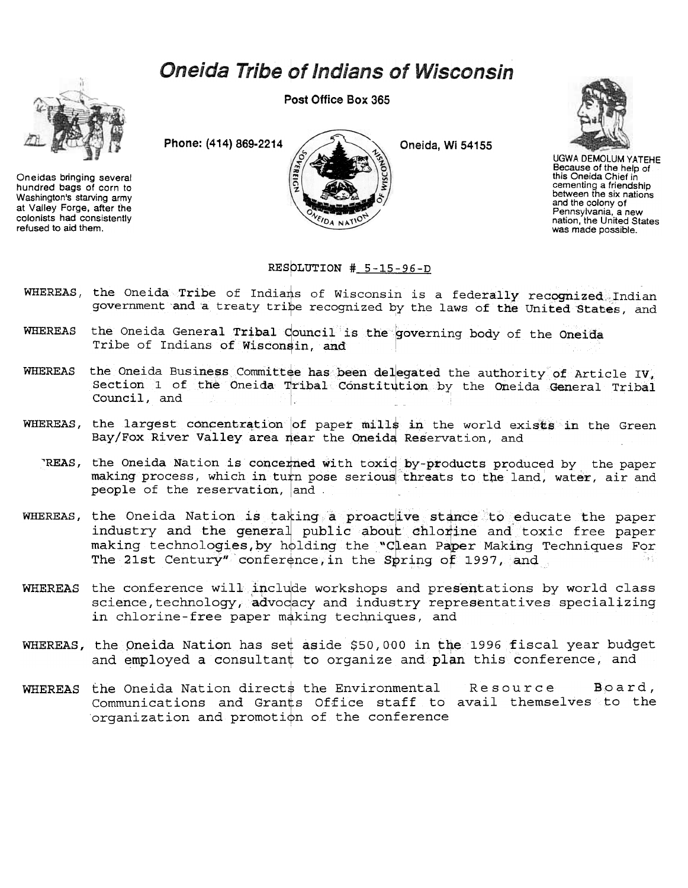# Oneida Tribe of Indians of Wisconsin

Post Office Box 365

Phone: (414) 869-2214 Oneida, Wi 54155

Oneidas bringing several hundred bags of corn to Washington's starving army at Valley Forge, after the colonists had consistently refused to aid them.

UGWA DEMOLUM YATEHE Because of the help of this Oneida Chief in cementing a friendship between the six nations and the colony of Pennsylvania, a new nation, the United States was made possible.

RESOLUTION # 5-15-96-D

WHEREAS, the Oneida Tribe of Indians of Wisconsin is a federally recognized Indian government and a treaty tribe recognized by the laws of the United States, and

WHEREAS the Oneida General Tribal Council is the governing body of the Oneida Tribe of Indians of Wisconsin, and

WHEREAS the Oneida Business Committee has been delegated the authority of Article IV, Section 1 of the Oneida Tribal Constitution by the Oneida General Tribal Council, and

WHEREAS, the largest concentration of paper mills in the world exists in the Green Bay/Fox River Valley area near the Oneida Reservation, and

'REAS, the Oneida Nation is concerned with toxic by-products produced by the paper making process, which in turn pose serious threats to the land, water, air and people of the reservation, and .

WHEREAS, the Oneida Nation is taking a proactive stance to educate the paper industry and the general public about chlorine and toxic free paper making technologies,by holding the "Clean Paper Making Techniques For The 21st Century" conference,in the Spring of 1997, and

WHEREAS the conference will include workshops and presentations by world class science,technology, advocacy and industry representatives specializing in chlorine-free paper making techniques, and

WHEREAS, the Oneida Nation has set aside $50,000 in the 1996 fiscal year budget and employed a consultant to organize and plan this conference, and

WHEREAS the Oneida Nation directs the Environmental Resource Board, Communications and Grants Office staff to avail themselves to the organization and promotion of the conference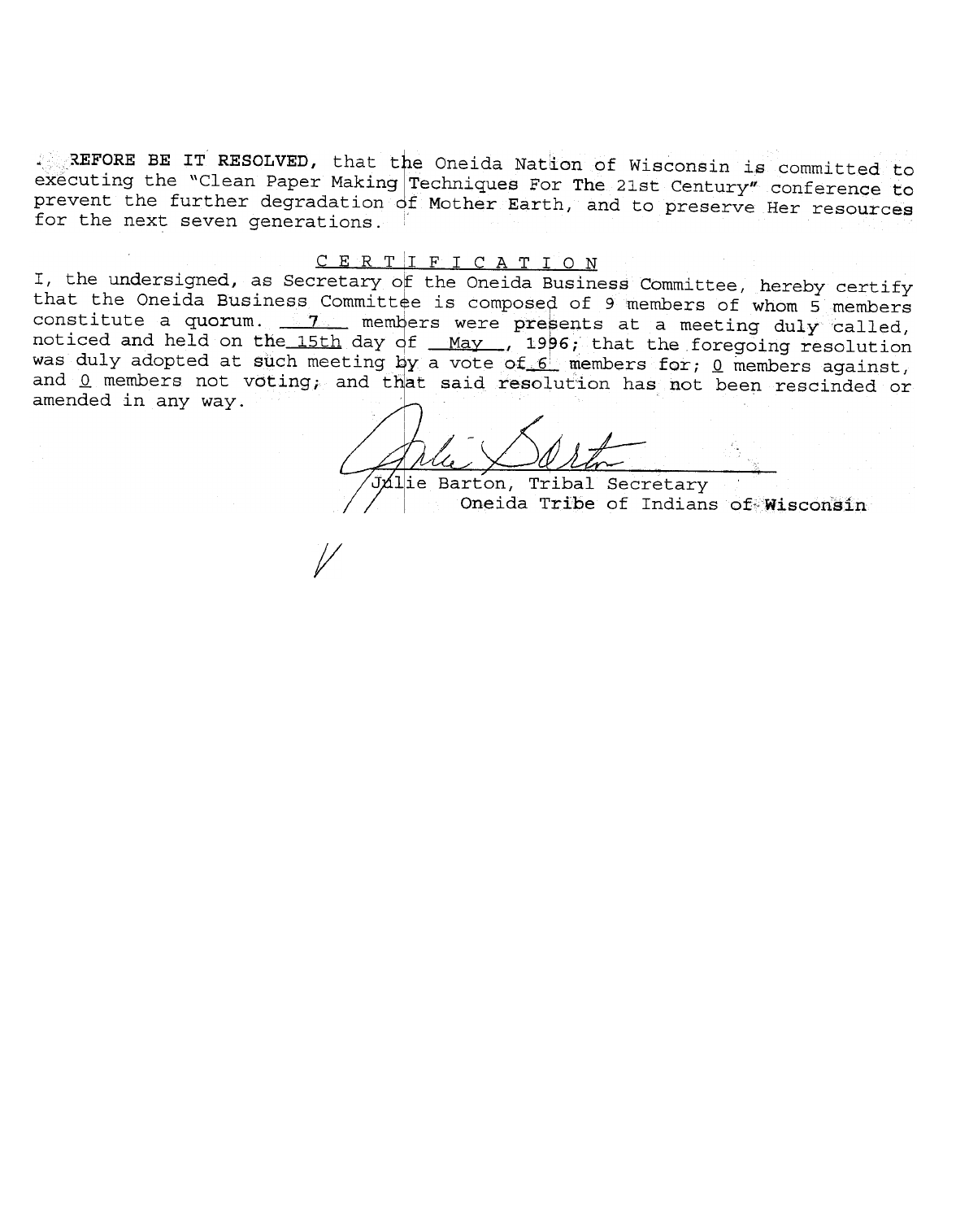. REFORE BE IT RESOLVED, that the Oneida Nation of Wisconsin is committed to executing the "Clean Paper Making Techniques For The 21st Century" conference to prevent the further degradation of Mother Earth, and to preserve Her resources for the next seven generations.

C E R T I F I C A T I O N

I, the undersigned, as Secretary of the Oneida Business Committee, hereby certify that the Oneida Business Committee is composed of 9 members of whom 5 members constitute a quorum. 7 members were presents at a meeting duly called, noticed and held on the 15th day of May, 1996; that the foregoing resolution was duly adopted at such meeting by a vote of 6 members for; 0 members against, and 0 members not voting; and that said resolution has not been rescinded or amended in any way.

Julie Barton, Tribal Secretary
Oneida Tribe of Indians of Wisconsin